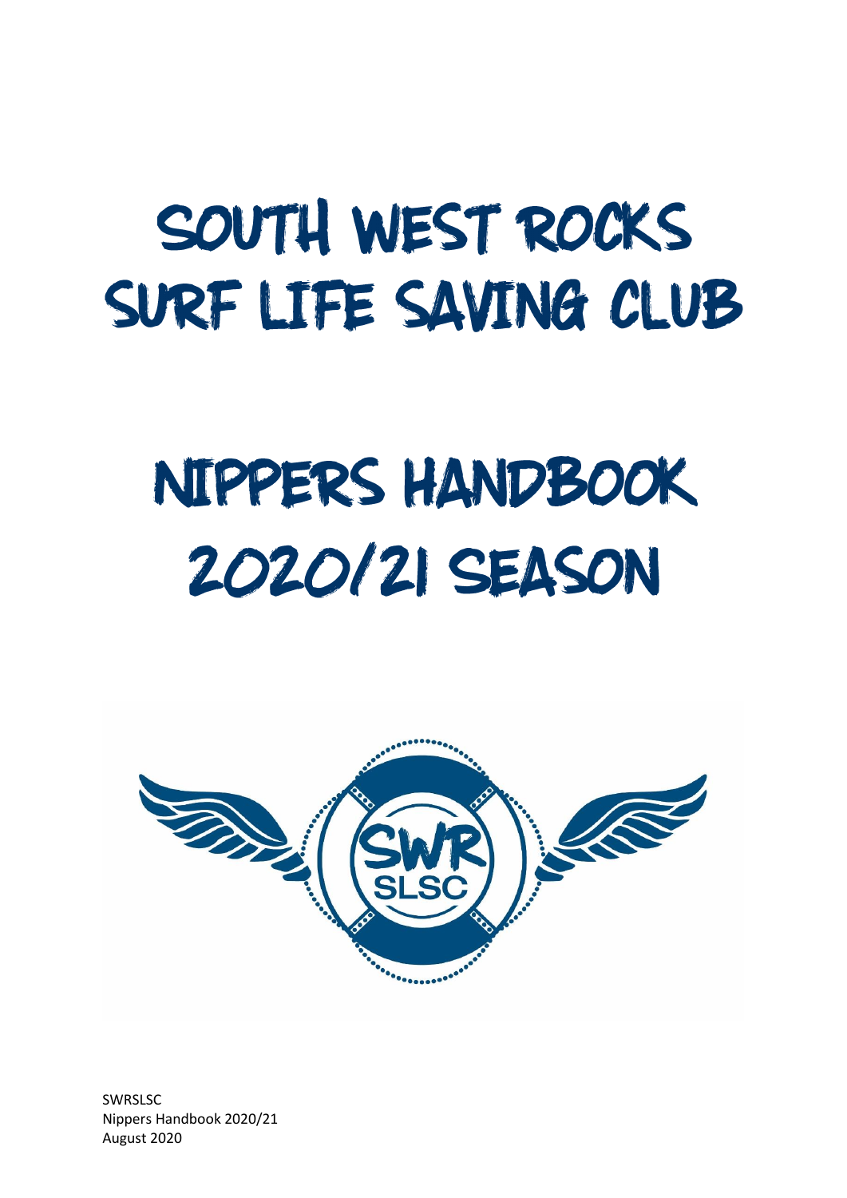# SOUTH WEST ROCKS SURF LIFE SAVING CLUB

# NIPPERS HANDBOOK 2020/21 SEASON

SWRSLSC
Nippers Handbook 2020/21
August 2020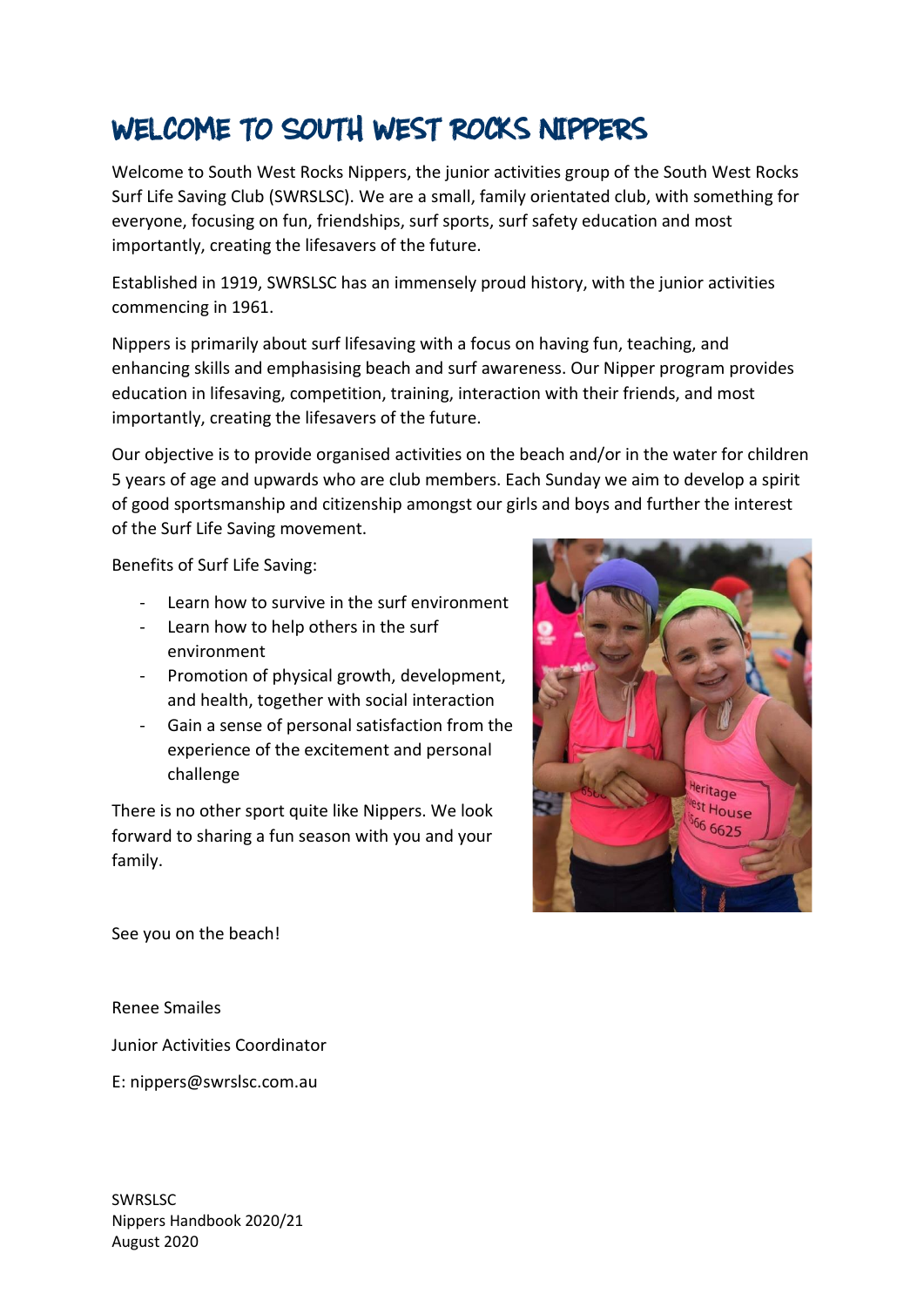# WELCOME TO SOUTH WEST ROCKS NIPPERS

Welcome to South West Rocks Nippers, the junior activities group of the South West Rocks Surf Life Saving Club (SWRSLSC). We are a small, family orientated club, with something for everyone, focusing on fun, friendships, surf sports, surf safety education and most importantly, creating the lifesavers of the future.

Established in 1919, SWRSLSC has an immensely proud history, with the junior activities commencing in 1961.

Nippers is primarily about surf lifesaving with a focus on having fun, teaching, and enhancing skills and emphasising beach and surf awareness. Our Nipper program provides education in lifesaving, competition, training, interaction with their friends, and most importantly, creating the lifesavers of the future.

Our objective is to provide organised activities on the beach and/or in the water for children 5 years of age and upwards who are club members. Each Sunday we aim to develop a spirit of good sportsmanship and citizenship amongst our girls and boys and further the interest of the Surf Life Saving movement.

Benefits of Surf Life Saving:

- Learn how to survive in the surf environment
- Learn how to help others in the surf environment
- Promotion of physical growth, development, and health, together with social interaction
- Gain a sense of personal satisfaction from the experience of the excitement and personal challenge

There is no other sport quite like Nippers. We look forward to sharing a fun season with you and your family.

See you on the beach!

Renee Smailes

Junior Activities Coordinator

E: nippers@swrslsc.com.au

SWRSLSC
Nippers Handbook 2020/21
August 2020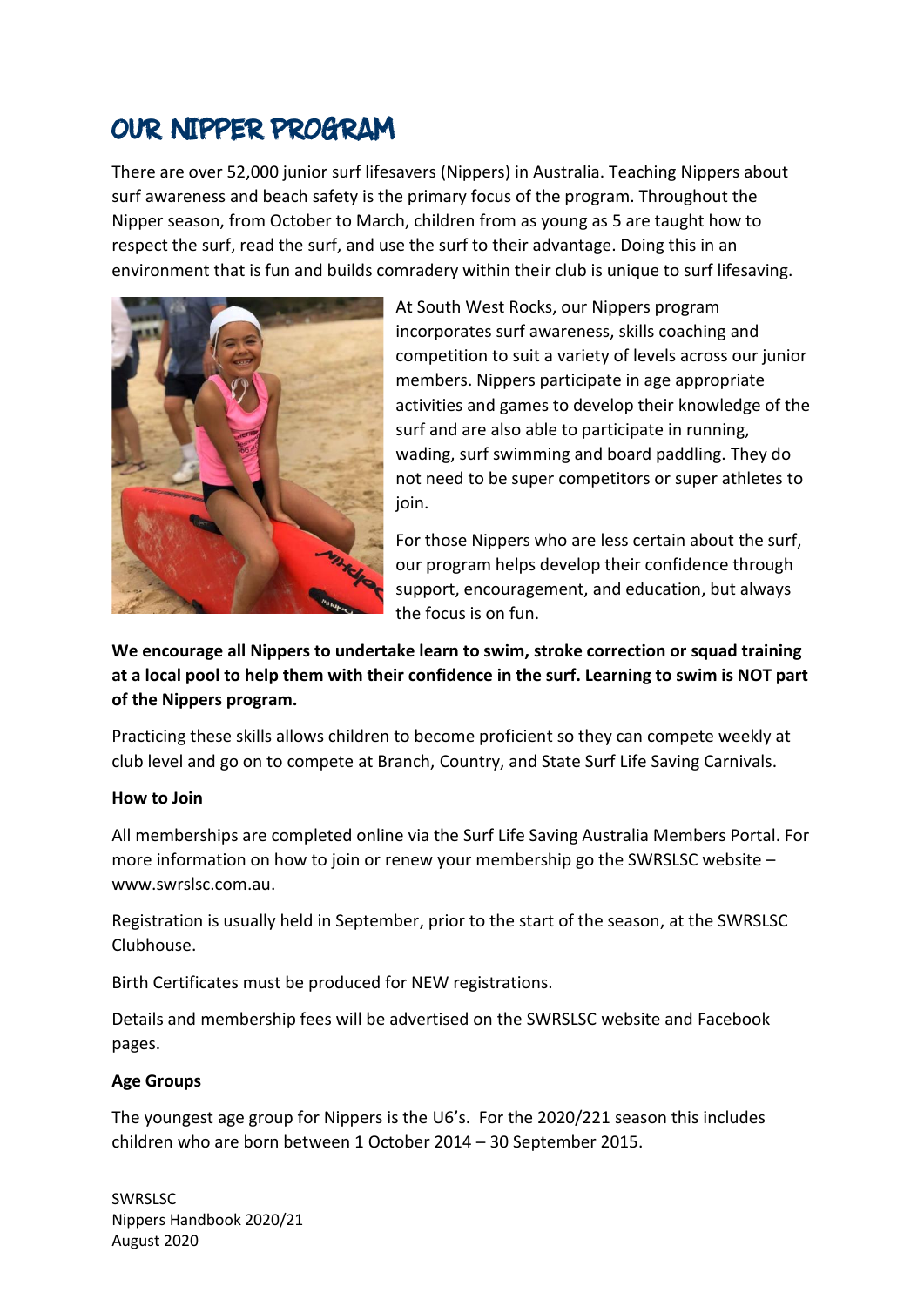# OUR NIPPER PROGRAM

There are over 52,000 junior surf lifesavers (Nippers) in Australia. Teaching Nippers about surf awareness and beach safety is the primary focus of the program. Throughout the Nipper season, from October to March, children from as young as 5 are taught how to respect the surf, read the surf, and use the surf to their advantage. Doing this in an environment that is fun and builds comradery within their club is unique to surf lifesaving.

At South West Rocks, our Nippers program incorporates surf awareness, skills coaching and competition to suit a variety of levels across our junior members. Nippers participate in age appropriate activities and games to develop their knowledge of the surf and are also able to participate in running, wading, surf swimming and board paddling. They do not need to be super competitors or super athletes to join.

For those Nippers who are less certain about the surf, our program helps develop their confidence through support, encouragement, and education, but always the focus is on fun.

**We encourage all Nippers to undertake learn to swim, stroke correction or squad training at a local pool to help them with their confidence in the surf. Learning to swim is NOT part of the Nippers program.**

Practicing these skills allows children to become proficient so they can compete weekly at club level and go on to compete at Branch, Country, and State Surf Life Saving Carnivals.

**How to Join**

All memberships are completed online via the Surf Life Saving Australia Members Portal. For more information on how to join or renew your membership go the SWRSLSC website – www.swrslsc.com.au.

Registration is usually held in September, prior to the start of the season, at the SWRSLSC Clubhouse.

Birth Certificates must be produced for NEW registrations.

Details and membership fees will be advertised on the SWRSLSC website and Facebook pages.

**Age Groups**

The youngest age group for Nippers is the U6's. For the 2020/221 season this includes children who are born between 1 October 2014 – 30 September 2015.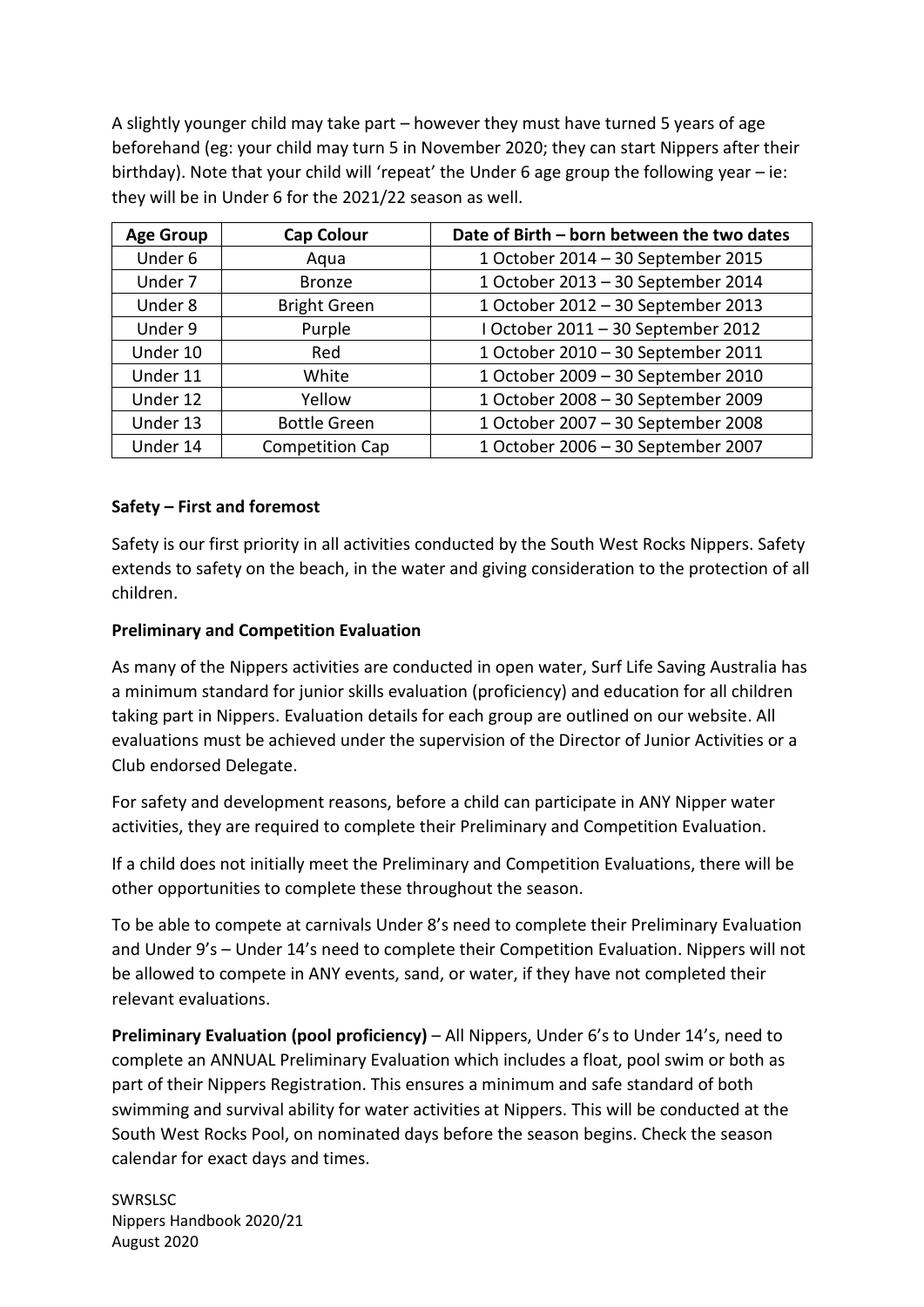A slightly younger child may take part – however they must have turned 5 years of age beforehand (eg: your child may turn 5 in November 2020; they can start Nippers after their birthday). Note that your child will 'repeat' the Under 6 age group the following year – ie: they will be in Under 6 for the 2021/22 season as well.

| Age Group | Cap Colour | Date of Birth – born between the two dates |
|---|---|---|
| Under 6 | Aqua | 1 October 2014 – 30 September 2015 |
| Under 7 | Bronze | 1 October 2013 – 30 September 2014 |
| Under 8 | Bright Green | 1 October 2012 – 30 September 2013 |
| Under 9 | Purple | I October 2011 – 30 September 2012 |
| Under 10 | Red | 1 October 2010 – 30 September 2011 |
| Under 11 | White | 1 October 2009 – 30 September 2010 |
| Under 12 | Yellow | 1 October 2008 – 30 September 2009 |
| Under 13 | Bottle Green | 1 October 2007 – 30 September 2008 |
| Under 14 | Competition Cap | 1 October 2006 – 30 September 2007 |

**Safety – First and foremost**

Safety is our first priority in all activities conducted by the South West Rocks Nippers. Safety extends to safety on the beach, in the water and giving consideration to the protection of all children.

**Preliminary and Competition Evaluation**

As many of the Nippers activities are conducted in open water, Surf Life Saving Australia has a minimum standard for junior skills evaluation (proficiency) and education for all children taking part in Nippers. Evaluation details for each group are outlined on our website. All evaluations must be achieved under the supervision of the Director of Junior Activities or a Club endorsed Delegate.

For safety and development reasons, before a child can participate in ANY Nipper water activities, they are required to complete their Preliminary and Competition Evaluation.

If a child does not initially meet the Preliminary and Competition Evaluations, there will be other opportunities to complete these throughout the season.

To be able to compete at carnivals Under 8's need to complete their Preliminary Evaluation and Under 9's – Under 14's need to complete their Competition Evaluation. Nippers will not be allowed to compete in ANY events, sand, or water, if they have not completed their relevant evaluations.

**Preliminary Evaluation (pool proficiency)** – All Nippers, Under 6's to Under 14's, need to complete an ANNUAL Preliminary Evaluation which includes a float, pool swim or both as part of their Nippers Registration. This ensures a minimum and safe standard of both swimming and survival ability for water activities at Nippers. This will be conducted at the South West Rocks Pool, on nominated days before the season begins. Check the season calendar for exact days and times.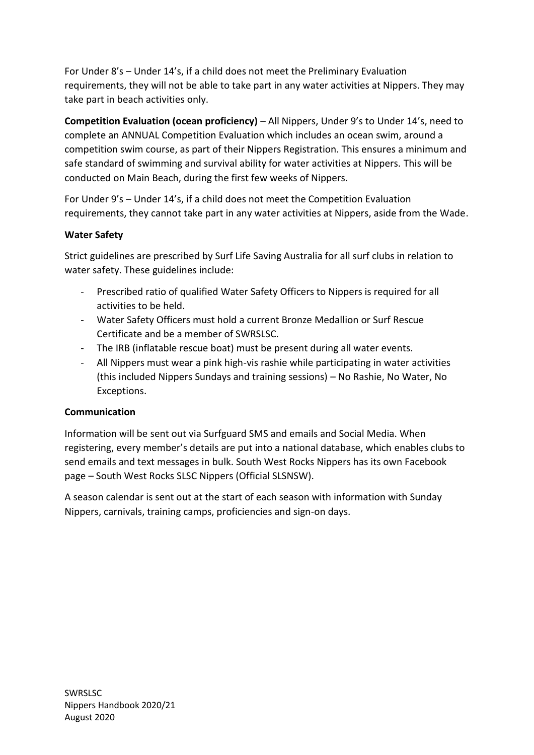For Under 8's – Under 14's, if a child does not meet the Preliminary Evaluation requirements, they will not be able to take part in any water activities at Nippers. They may take part in beach activities only.

**Competition Evaluation (ocean proficiency)** – All Nippers, Under 9's to Under 14's, need to complete an ANNUAL Competition Evaluation which includes an ocean swim, around a competition swim course, as part of their Nippers Registration. This ensures a minimum and safe standard of swimming and survival ability for water activities at Nippers. This will be conducted on Main Beach, during the first few weeks of Nippers.

For Under 9's – Under 14's, if a child does not meet the Competition Evaluation requirements, they cannot take part in any water activities at Nippers, aside from the Wade.

**Water Safety**

Strict guidelines are prescribed by Surf Life Saving Australia for all surf clubs in relation to water safety. These guidelines include:

- Prescribed ratio of qualified Water Safety Officers to Nippers is required for all activities to be held.
- Water Safety Officers must hold a current Bronze Medallion or Surf Rescue Certificate and be a member of SWRSLSC.
- The IRB (inflatable rescue boat) must be present during all water events.
- All Nippers must wear a pink high-vis rashie while participating in water activities (this included Nippers Sundays and training sessions) – No Rashie, No Water, No Exceptions.

**Communication**

Information will be sent out via Surfguard SMS and emails and Social Media. When registering, every member's details are put into a national database, which enables clubs to send emails and text messages in bulk. South West Rocks Nippers has its own Facebook page – South West Rocks SLSC Nippers (Official SLSNSW).

A season calendar is sent out at the start of each season with information with Sunday Nippers, carnivals, training camps, proficiencies and sign-on days.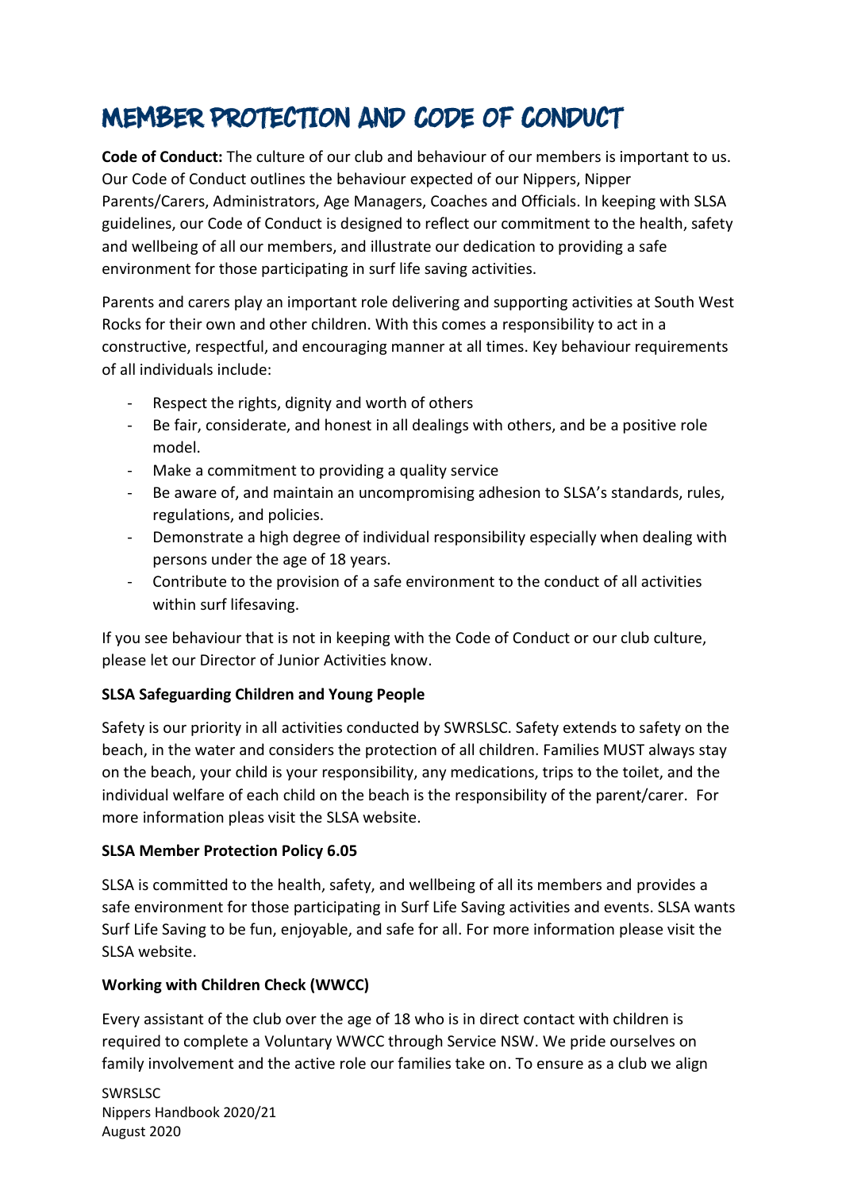# MEMBER PROTECTION AND CODE OF CONDUCT

**Code of Conduct:** The culture of our club and behaviour of our members is important to us. Our Code of Conduct outlines the behaviour expected of our Nippers, Nipper Parents/Carers, Administrators, Age Managers, Coaches and Officials. In keeping with SLSA guidelines, our Code of Conduct is designed to reflect our commitment to the health, safety and wellbeing of all our members, and illustrate our dedication to providing a safe environment for those participating in surf life saving activities.

Parents and carers play an important role delivering and supporting activities at South West Rocks for their own and other children. With this comes a responsibility to act in a constructive, respectful, and encouraging manner at all times. Key behaviour requirements of all individuals include:

- Respect the rights, dignity and worth of others
- Be fair, considerate, and honest in all dealings with others, and be a positive role model.
- Make a commitment to providing a quality service
- Be aware of, and maintain an uncompromising adhesion to SLSA's standards, rules, regulations, and policies.
- Demonstrate a high degree of individual responsibility especially when dealing with persons under the age of 18 years.
- Contribute to the provision of a safe environment to the conduct of all activities within surf lifesaving.

If you see behaviour that is not in keeping with the Code of Conduct or our club culture, please let our Director of Junior Activities know.

**SLSA Safeguarding Children and Young People**

Safety is our priority in all activities conducted by SWRSLSC. Safety extends to safety on the beach, in the water and considers the protection of all children. Families MUST always stay on the beach, your child is your responsibility, any medications, trips to the toilet, and the individual welfare of each child on the beach is the responsibility of the parent/carer. For more information pleas visit the SLSA website.

**SLSA Member Protection Policy 6.05**

SLSA is committed to the health, safety, and wellbeing of all its members and provides a safe environment for those participating in Surf Life Saving activities and events. SLSA wants Surf Life Saving to be fun, enjoyable, and safe for all. For more information please visit the SLSA website.

**Working with Children Check (WWCC)**

Every assistant of the club over the age of 18 who is in direct contact with children is required to complete a Voluntary WWCC through Service NSW. We pride ourselves on family involvement and the active role our families take on. To ensure as a club we align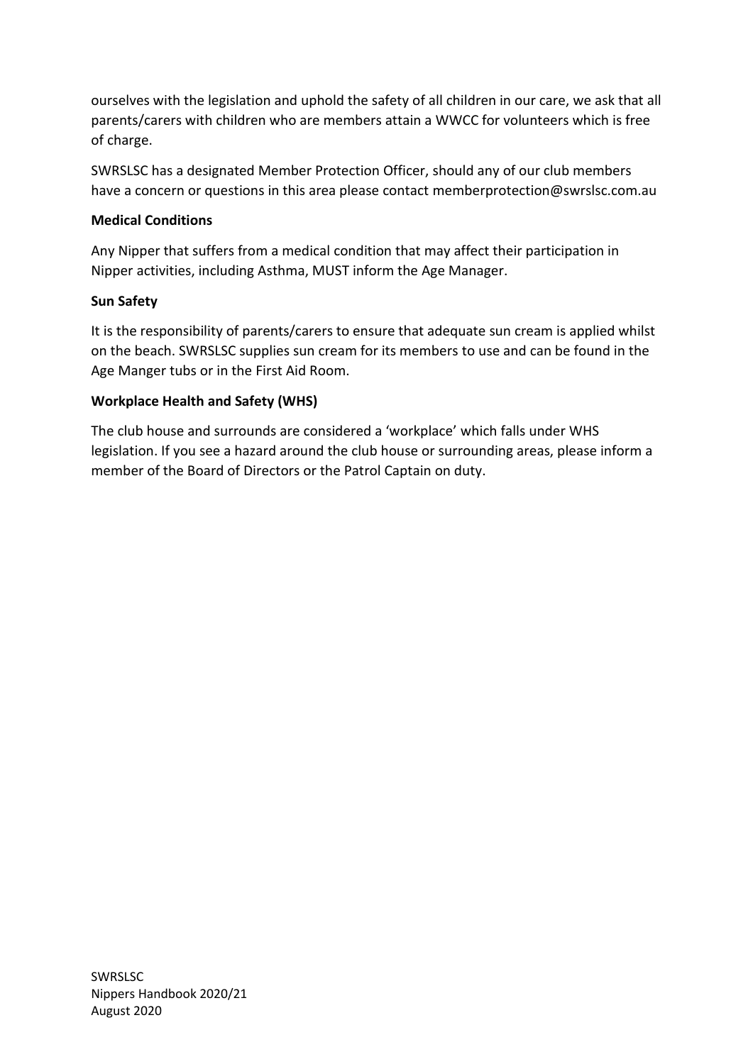ourselves with the legislation and uphold the safety of all children in our care, we ask that all parents/carers with children who are members attain a WWCC for volunteers which is free of charge.

SWRSLSC has a designated Member Protection Officer, should any of our club members have a concern or questions in this area please contact memberprotection@swrslsc.com.au

**Medical Conditions**

Any Nipper that suffers from a medical condition that may affect their participation in Nipper activities, including Asthma, MUST inform the Age Manager.

**Sun Safety**

It is the responsibility of parents/carers to ensure that adequate sun cream is applied whilst on the beach. SWRSLSC supplies sun cream for its members to use and can be found in the Age Manger tubs or in the First Aid Room.

**Workplace Health and Safety (WHS)**

The club house and surrounds are considered a 'workplace' which falls under WHS legislation. If you see a hazard around the club house or surrounding areas, please inform a member of the Board of Directors or the Patrol Captain on duty.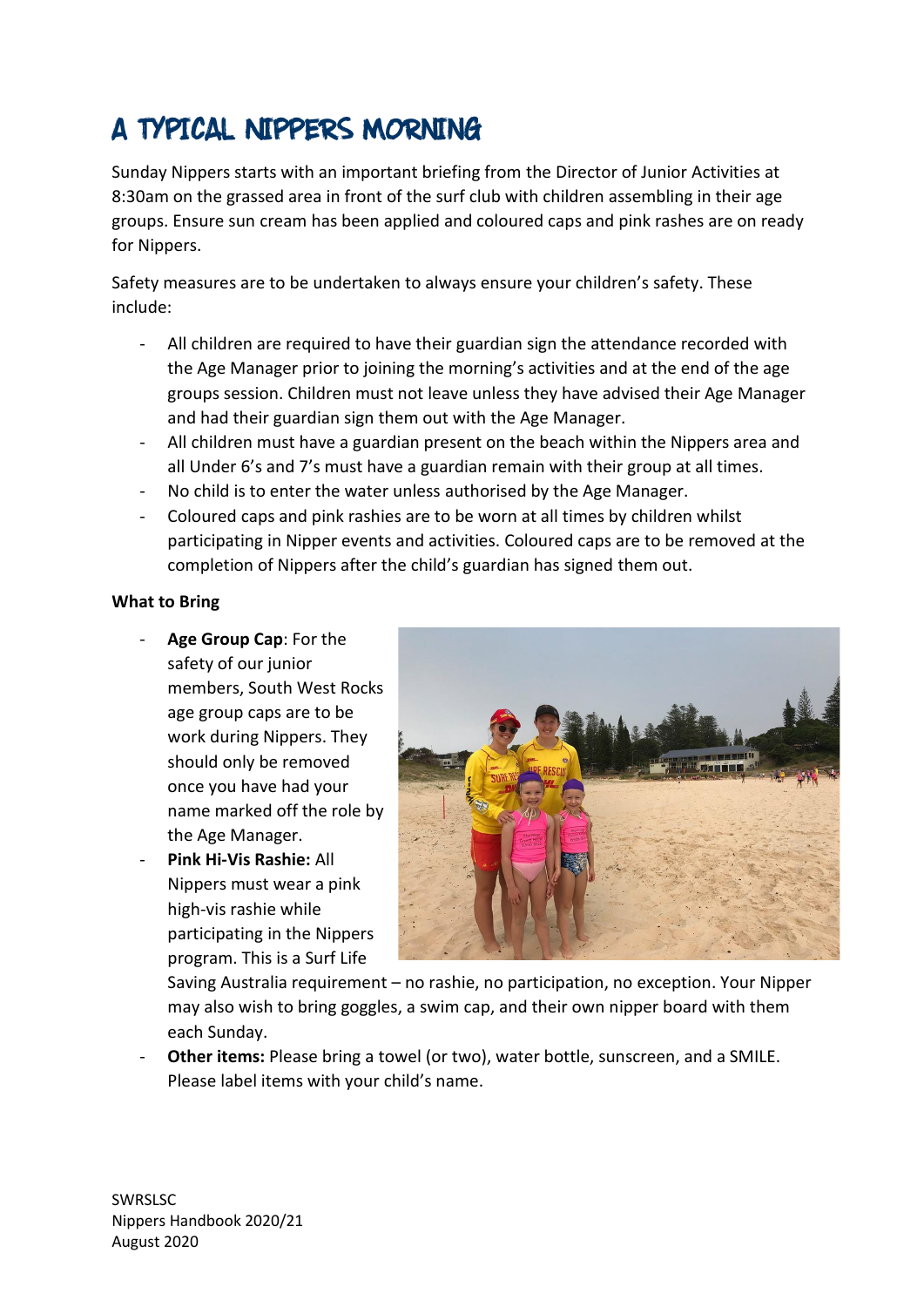# A TYPICAL NIPPERS MORNING

Sunday Nippers starts with an important briefing from the Director of Junior Activities at 8:30am on the grassed area in front of the surf club with children assembling in their age groups. Ensure sun cream has been applied and coloured caps and pink rashes are on ready for Nippers.

Safety measures are to be undertaken to always ensure your children's safety. These include:

- All children are required to have their guardian sign the attendance recorded with the Age Manager prior to joining the morning's activities and at the end of the age groups session. Children must not leave unless they have advised their Age Manager and had their guardian sign them out with the Age Manager.
- All children must have a guardian present on the beach within the Nippers area and all Under 6's and 7's must have a guardian remain with their group at all times.
- No child is to enter the water unless authorised by the Age Manager.
- Coloured caps and pink rashies are to be worn at all times by children whilst participating in Nipper events and activities. Coloured caps are to be removed at the completion of Nippers after the child's guardian has signed them out.

**What to Bring**

- **Age Group Cap**: For the safety of our junior members, South West Rocks age group caps are to be work during Nippers. They should only be removed once you have had your name marked off the role by the Age Manager.
- **Pink Hi-Vis Rashie:** All Nippers must wear a pink high-vis rashie while participating in the Nippers program. This is a Surf Life Saving Australia requirement – no rashie, no participation, no exception. Your Nipper may also wish to bring goggles, a swim cap, and their own nipper board with them each Sunday.
- **Other items:** Please bring a towel (or two), water bottle, sunscreen, and a SMILE. Please label items with your child's name.

SWRSLSC
Nippers Handbook 2020/21
August 2020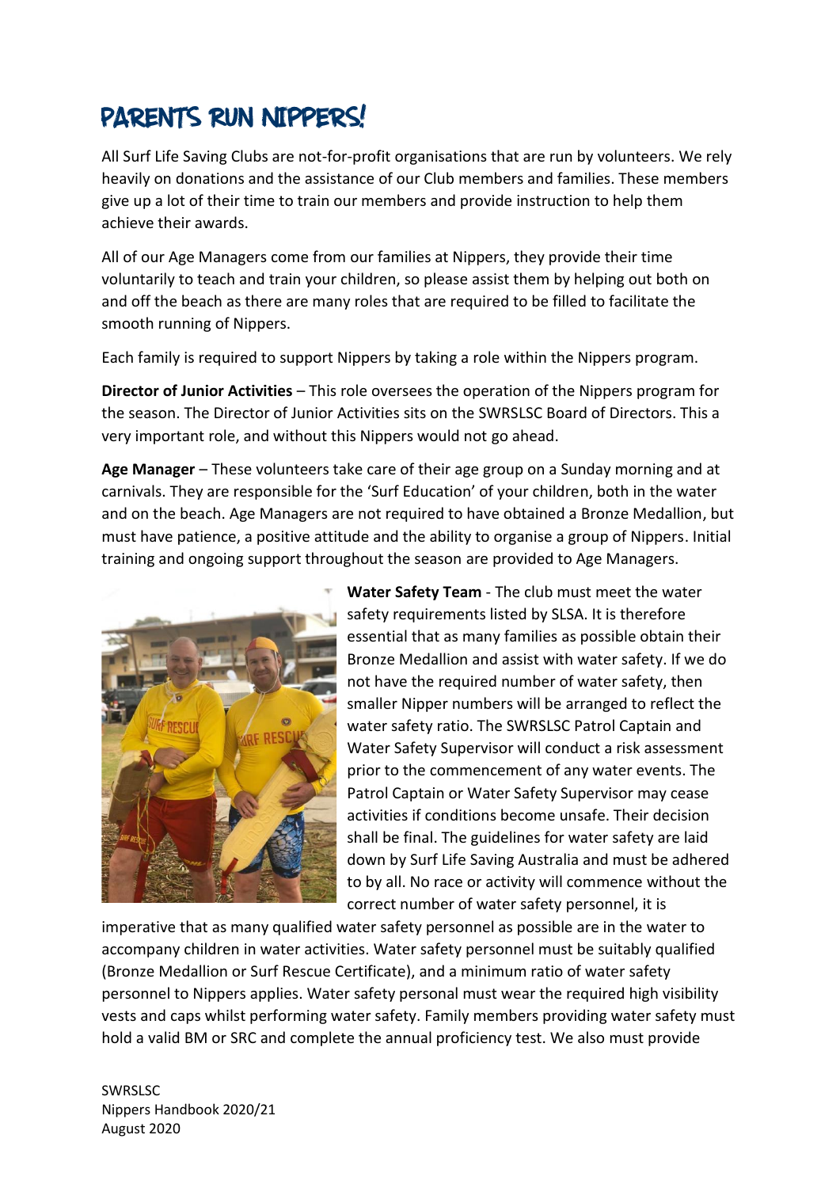# PARENTS RUN NIPPERS!

All Surf Life Saving Clubs are not-for-profit organisations that are run by volunteers. We rely heavily on donations and the assistance of our Club members and families. These members give up a lot of their time to train our members and provide instruction to help them achieve their awards.

All of our Age Managers come from our families at Nippers, they provide their time voluntarily to teach and train your children, so please assist them by helping out both on and off the beach as there are many roles that are required to be filled to facilitate the smooth running of Nippers.

Each family is required to support Nippers by taking a role within the Nippers program.

**Director of Junior Activities** – This role oversees the operation of the Nippers program for the season. The Director of Junior Activities sits on the SWRSLSC Board of Directors. This a very important role, and without this Nippers would not go ahead.

**Age Manager** – These volunteers take care of their age group on a Sunday morning and at carnivals. They are responsible for the 'Surf Education' of your children, both in the water and on the beach. Age Managers are not required to have obtained a Bronze Medallion, but must have patience, a positive attitude and the ability to organise a group of Nippers. Initial training and ongoing support throughout the season are provided to Age Managers.

**Water Safety Team** - The club must meet the water safety requirements listed by SLSA. It is therefore essential that as many families as possible obtain their Bronze Medallion and assist with water safety. If we do not have the required number of water safety, then smaller Nipper numbers will be arranged to reflect the water safety ratio. The SWRSLSC Patrol Captain and Water Safety Supervisor will conduct a risk assessment prior to the commencement of any water events. The Patrol Captain or Water Safety Supervisor may cease activities if conditions become unsafe. Their decision shall be final. The guidelines for water safety are laid down by Surf Life Saving Australia and must be adhered to by all. No race or activity will commence without the correct number of water safety personnel, it is imperative that as many qualified water safety personnel as possible are in the water to accompany children in water activities. Water safety personnel must be suitably qualified (Bronze Medallion or Surf Rescue Certificate), and a minimum ratio of water safety personnel to Nippers applies. Water safety personal must wear the required high visibility vests and caps whilst performing water safety. Family members providing water safety must hold a valid BM or SRC and complete the annual proficiency test. We also must provide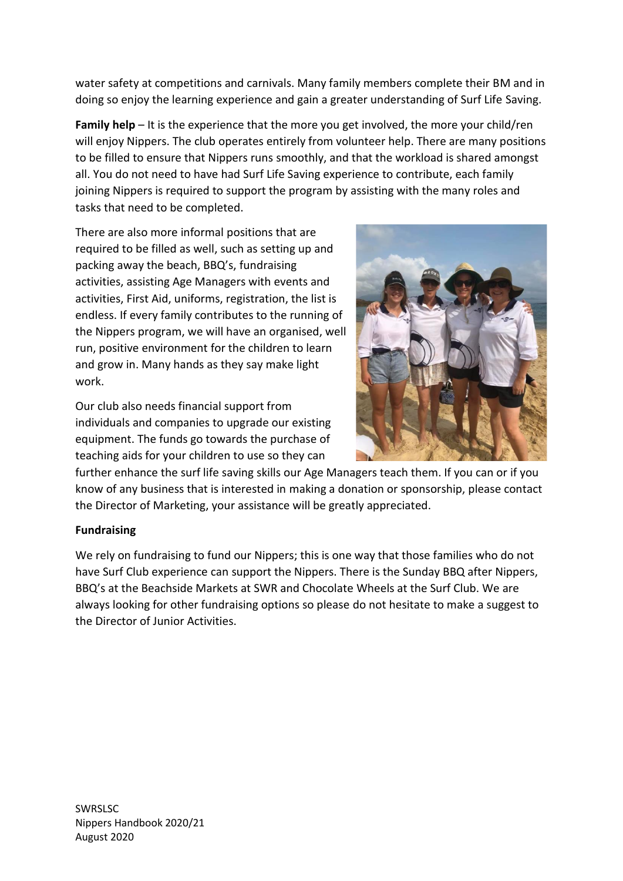water safety at competitions and carnivals. Many family members complete their BM and in doing so enjoy the learning experience and gain a greater understanding of Surf Life Saving.

**Family help** – It is the experience that the more you get involved, the more your child/ren will enjoy Nippers. The club operates entirely from volunteer help. There are many positions to be filled to ensure that Nippers runs smoothly, and that the workload is shared amongst all. You do not need to have had Surf Life Saving experience to contribute, each family joining Nippers is required to support the program by assisting with the many roles and tasks that need to be completed.

There are also more informal positions that are required to be filled as well, such as setting up and packing away the beach, BBQ's, fundraising activities, assisting Age Managers with events and activities, First Aid, uniforms, registration, the list is endless. If every family contributes to the running of the Nippers program, we will have an organised, well run, positive environment for the children to learn and grow in. Many hands as they say make light work.

Our club also needs financial support from individuals and companies to upgrade our existing equipment. The funds go towards the purchase of teaching aids for your children to use so they can further enhance the surf life saving skills our Age Managers teach them. If you can or if you know of any business that is interested in making a donation or sponsorship, please contact the Director of Marketing, your assistance will be greatly appreciated.

**Fundraising**

We rely on fundraising to fund our Nippers; this is one way that those families who do not have Surf Club experience can support the Nippers. There is the Sunday BBQ after Nippers, BBQ's at the Beachside Markets at SWR and Chocolate Wheels at the Surf Club. We are always looking for other fundraising options so please do not hesitate to make a suggest to the Director of Junior Activities.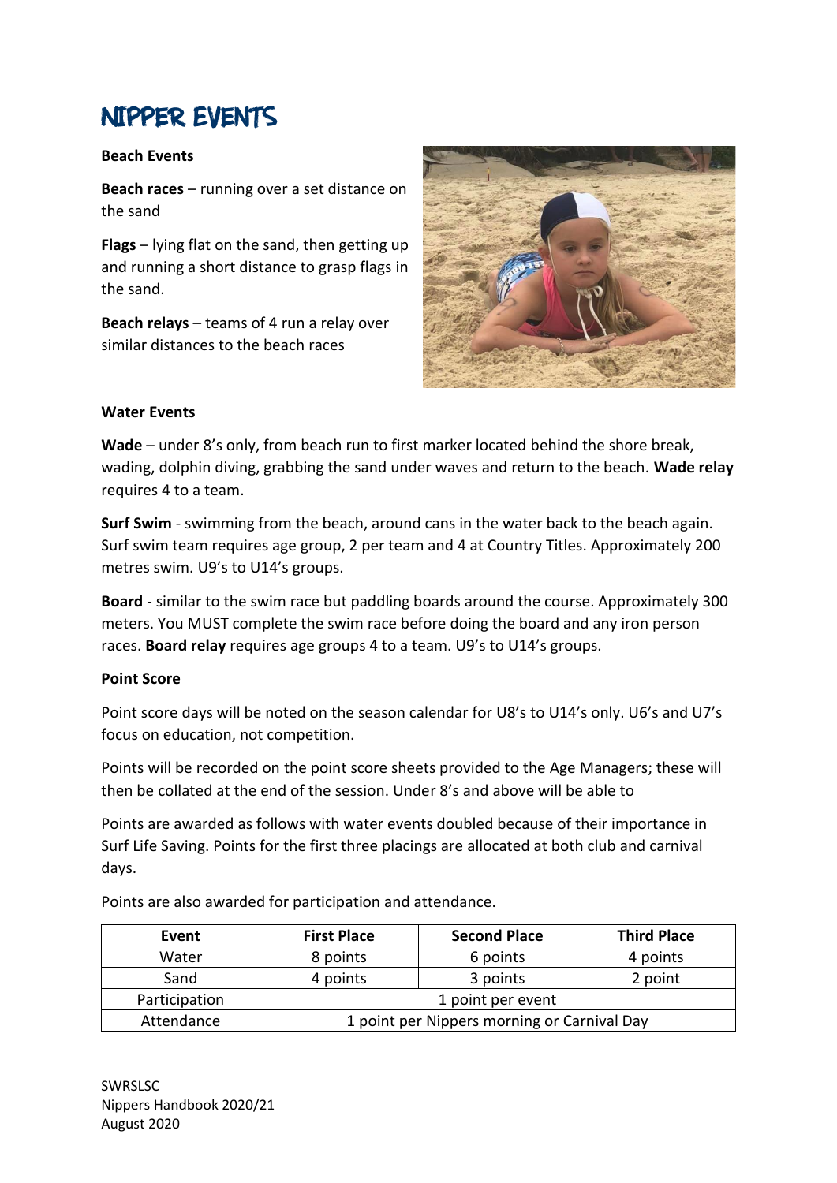# NIPPER EVENTS

**Beach Events**

**Beach races** – running over a set distance on the sand

**Flags** – lying flat on the sand, then getting up and running a short distance to grasp flags in the sand.

**Beach relays** – teams of 4 run a relay over similar distances to the beach races

**Water Events**

**Wade** – under 8's only, from beach run to first marker located behind the shore break, wading, dolphin diving, grabbing the sand under waves and return to the beach. **Wade relay** requires 4 to a team.

**Surf Swim** - swimming from the beach, around cans in the water back to the beach again. Surf swim team requires age group, 2 per team and 4 at Country Titles. Approximately 200 metres swim. U9's to U14's groups.

**Board** - similar to the swim race but paddling boards around the course. Approximately 300 meters. You MUST complete the swim race before doing the board and any iron person races. **Board relay** requires age groups 4 to a team. U9's to U14's groups.

**Point Score**

Point score days will be noted on the season calendar for U8's to U14's only. U6's and U7's focus on education, not competition.

Points will be recorded on the point score sheets provided to the Age Managers; these will then be collated at the end of the session. Under 8's and above will be able to

Points are awarded as follows with water events doubled because of their importance in Surf Life Saving. Points for the first three placings are allocated at both club and carnival days.

Points are also awarded for participation and attendance.

| Event | First Place | Second Place | Third Place |
|---|---|---|---|
| Water | 8 points | 6 points | 4 points |
| Sand | 4 points | 3 points | 2 point |
| Participation | 1 point per event | | |
| Attendance | 1 point per Nippers morning or Carnival Day | | |

SWRSLSC
Nippers Handbook 2020/21
August 2020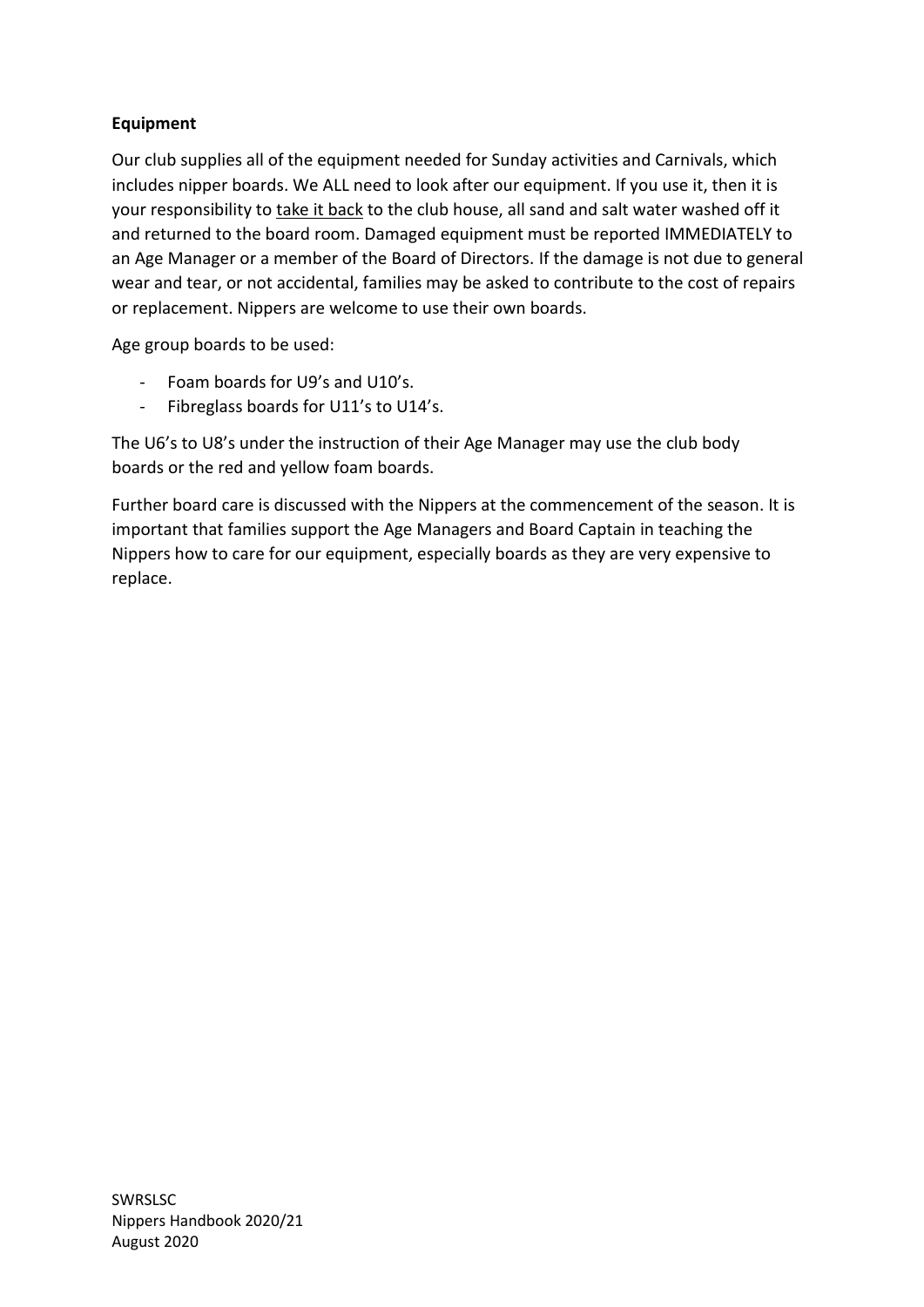**Equipment**

Our club supplies all of the equipment needed for Sunday activities and Carnivals, which includes nipper boards. We ALL need to look after our equipment. If you use it, then it is your responsibility to <u>take it back</u> to the club house, all sand and salt water washed off it and returned to the board room. Damaged equipment must be reported IMMEDIATELY to an Age Manager or a member of the Board of Directors. If the damage is not due to general wear and tear, or not accidental, families may be asked to contribute to the cost of repairs or replacement. Nippers are welcome to use their own boards.

Age group boards to be used:

- Foam boards for U9's and U10's.
- Fibreglass boards for U11's to U14's.

The U6's to U8's under the instruction of their Age Manager may use the club body boards or the red and yellow foam boards.

Further board care is discussed with the Nippers at the commencement of the season. It is important that families support the Age Managers and Board Captain in teaching the Nippers how to care for our equipment, especially boards as they are very expensive to replace.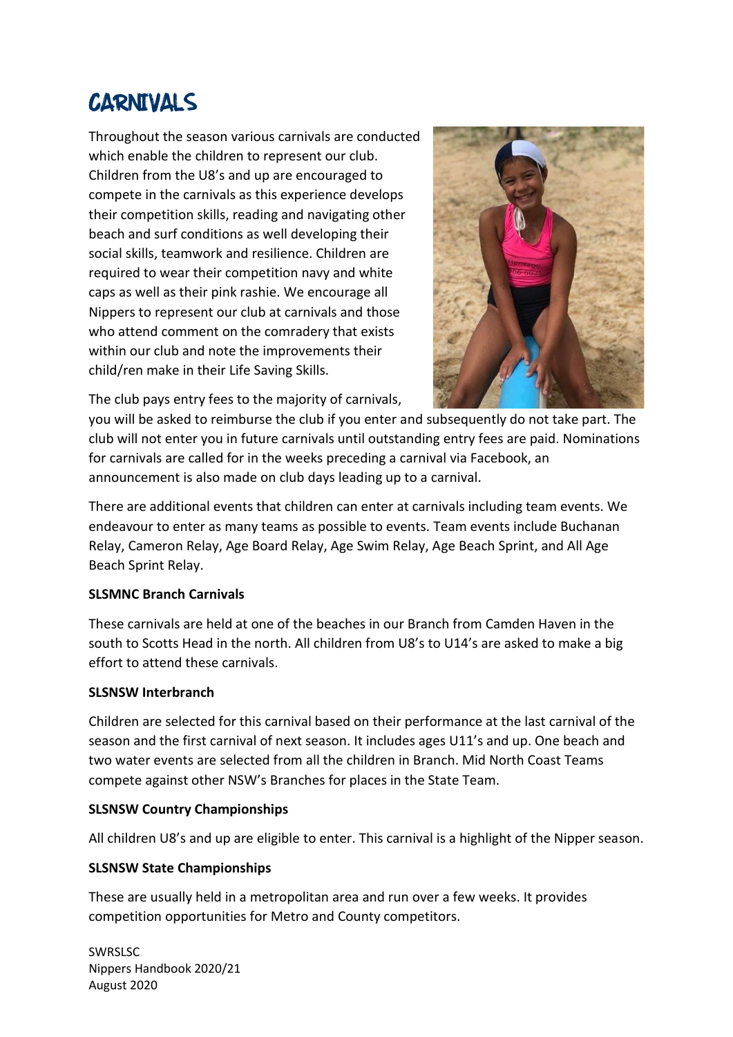# CARNIVALS

Throughout the season various carnivals are conducted which enable the children to represent our club. Children from the U8's and up are encouraged to compete in the carnivals as this experience develops their competition skills, reading and navigating other beach and surf conditions as well developing their social skills, teamwork and resilience. Children are required to wear their competition navy and white caps as well as their pink rashie. We encourage all Nippers to represent our club at carnivals and those who attend comment on the comradery that exists within our club and note the improvements their child/ren make in their Life Saving Skills.

The club pays entry fees to the majority of carnivals, you will be asked to reimburse the club if you enter and subsequently do not take part. The club will not enter you in future carnivals until outstanding entry fees are paid. Nominations for carnivals are called for in the weeks preceding a carnival via Facebook, an announcement is also made on club days leading up to a carnival.

There are additional events that children can enter at carnivals including team events. We endeavour to enter as many teams as possible to events. Team events include Buchanan Relay, Cameron Relay, Age Board Relay, Age Swim Relay, Age Beach Sprint, and All Age Beach Sprint Relay.

**SLSMNC Branch Carnivals**

These carnivals are held at one of the beaches in our Branch from Camden Haven in the south to Scotts Head in the north. All children from U8's to U14's are asked to make a big effort to attend these carnivals.

**SLSNSW Interbranch**

Children are selected for this carnival based on their performance at the last carnival of the season and the first carnival of next season. It includes ages U11's and up. One beach and two water events are selected from all the children in Branch. Mid North Coast Teams compete against other NSW's Branches for places in the State Team.

**SLSNSW Country Championships**

All children U8's and up are eligible to enter. This carnival is a highlight of the Nipper season.

**SLSNSW State Championships**

These are usually held in a metropolitan area and run over a few weeks. It provides competition opportunities for Metro and County competitors.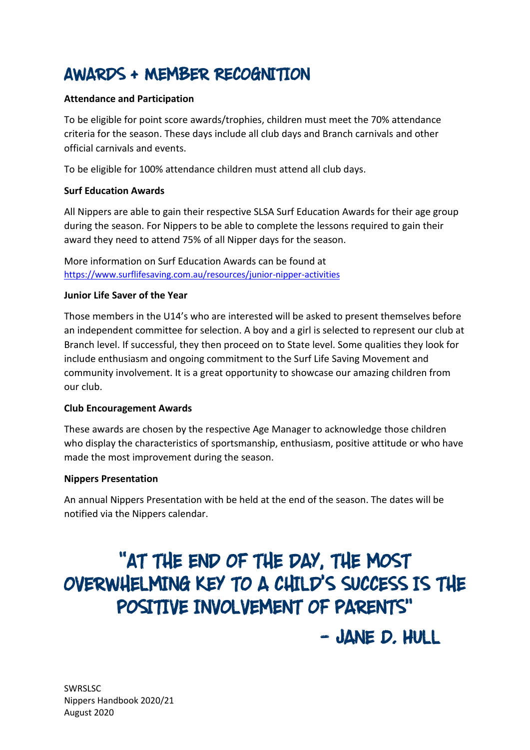# AWARDS + MEMBER RECOGNITION

**Attendance and Participation**

To be eligible for point score awards/trophies, children must meet the 70% attendance criteria for the season. These days include all club days and Branch carnivals and other official carnivals and events.

To be eligible for 100% attendance children must attend all club days.

**Surf Education Awards**

All Nippers are able to gain their respective SLSA Surf Education Awards for their age group during the season. For Nippers to be able to complete the lessons required to gain their award they need to attend 75% of all Nipper days for the season.

More information on Surf Education Awards can be found at https://www.surflifesaving.com.au/resources/junior-nipper-activities

**Junior Life Saver of the Year**

Those members in the U14's who are interested will be asked to present themselves before an independent committee for selection. A boy and a girl is selected to represent our club at Branch level. If successful, they then proceed on to State level. Some qualities they look for include enthusiasm and ongoing commitment to the Surf Life Saving Movement and community involvement. It is a great opportunity to showcase our amazing children from our club.

**Club Encouragement Awards**

These awards are chosen by the respective Age Manager to acknowledge those children who display the characteristics of sportsmanship, enthusiasm, positive attitude or who have made the most improvement during the season.

**Nippers Presentation**

An annual Nippers Presentation with be held at the end of the season. The dates will be notified via the Nippers calendar.

## "AT THE END OF THE DAY, THE MOST OVERWHELMING KEY TO A CHILD'S SUCCESS IS THE POSITIVE INVOLVEMENT OF PARENTS"

## - JANE D. HULL

SWRSLSC
Nippers Handbook 2020/21
August 2020